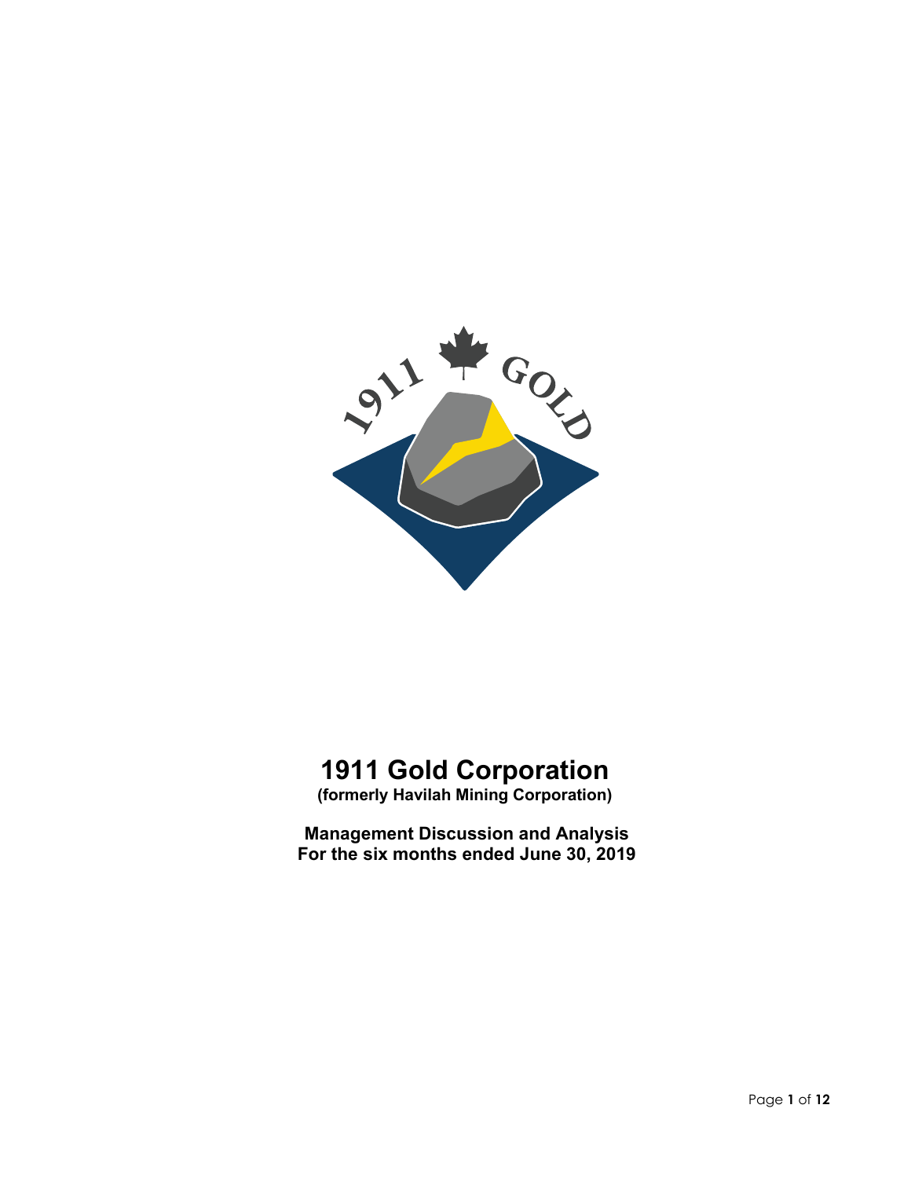# 1911 Gold Corporation

**(formerly Havilah Mining Corporation)**

**Management Discussion and Analysis**
**For the six months ended June 30, 2019**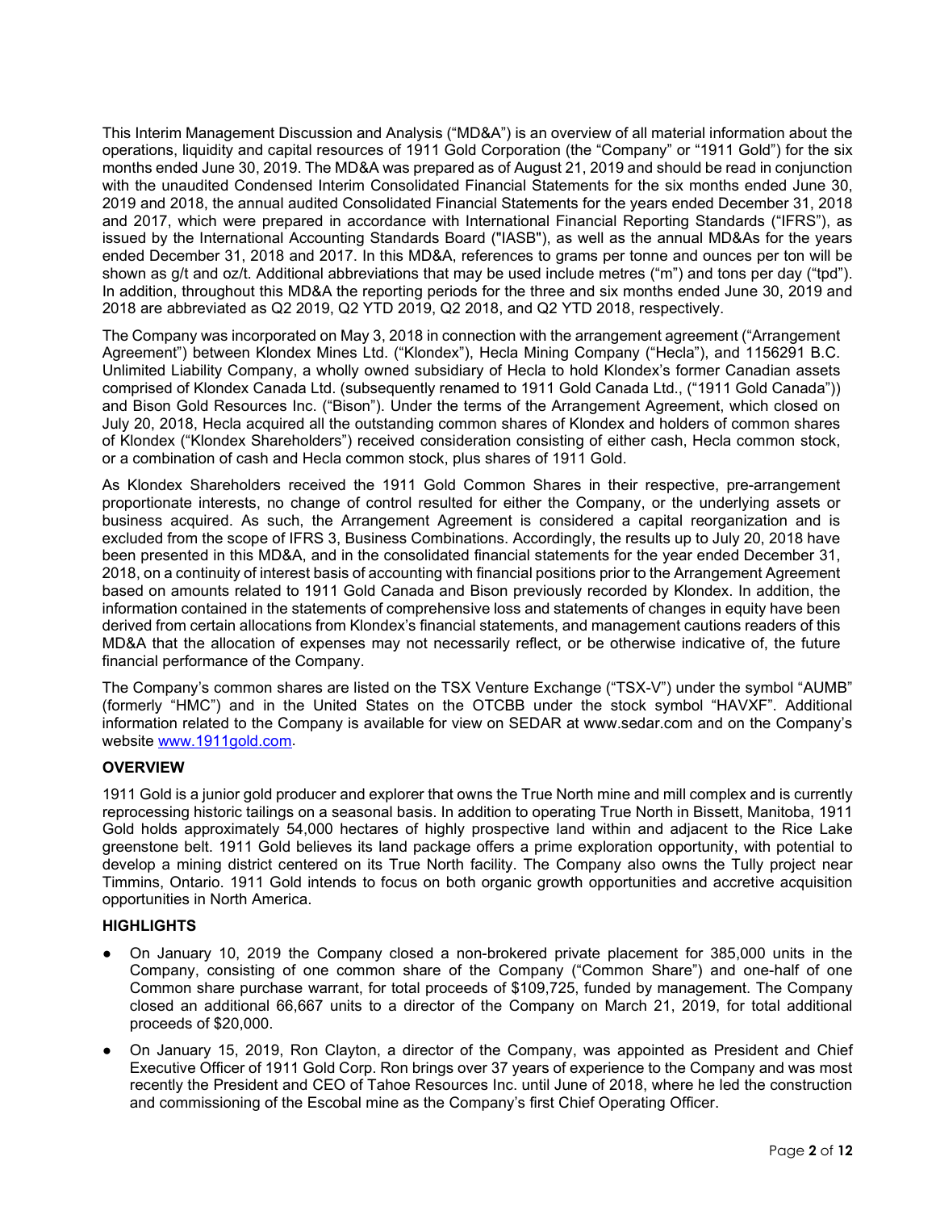This Interim Management Discussion and Analysis ("MD&A") is an overview of all material information about the operations, liquidity and capital resources of 1911 Gold Corporation (the "Company" or "1911 Gold") for the six months ended June 30, 2019. The MD&A was prepared as of August 21, 2019 and should be read in conjunction with the unaudited Condensed Interim Consolidated Financial Statements for the six months ended June 30, 2019 and 2018, the annual audited Consolidated Financial Statements for the years ended December 31, 2018 and 2017, which were prepared in accordance with International Financial Reporting Standards ("IFRS"), as issued by the International Accounting Standards Board ("IASB"), as well as the annual MD&As for the years ended December 31, 2018 and 2017. In this MD&A, references to grams per tonne and ounces per ton will be shown as g/t and oz/t. Additional abbreviations that may be used include metres ("m") and tons per day ("tpd"). In addition, throughout this MD&A the reporting periods for the three and six months ended June 30, 2019 and 2018 are abbreviated as Q2 2019, Q2 YTD 2019, Q2 2018, and Q2 YTD 2018, respectively.

The Company was incorporated on May 3, 2018 in connection with the arrangement agreement ("Arrangement Agreement") between Klondex Mines Ltd. ("Klondex"), Hecla Mining Company ("Hecla"), and 1156291 B.C. Unlimited Liability Company, a wholly owned subsidiary of Hecla to hold Klondex's former Canadian assets comprised of Klondex Canada Ltd. (subsequently renamed to 1911 Gold Canada Ltd., ("1911 Gold Canada")) and Bison Gold Resources Inc. ("Bison"). Under the terms of the Arrangement Agreement, which closed on July 20, 2018, Hecla acquired all the outstanding common shares of Klondex and holders of common shares of Klondex ("Klondex Shareholders") received consideration consisting of either cash, Hecla common stock, or a combination of cash and Hecla common stock, plus shares of 1911 Gold.

As Klondex Shareholders received the 1911 Gold Common Shares in their respective, pre-arrangement proportionate interests, no change of control resulted for either the Company, or the underlying assets or business acquired. As such, the Arrangement Agreement is considered a capital reorganization and is excluded from the scope of IFRS 3, Business Combinations. Accordingly, the results up to July 20, 2018 have been presented in this MD&A, and in the consolidated financial statements for the year ended December 31, 2018, on a continuity of interest basis of accounting with financial positions prior to the Arrangement Agreement based on amounts related to 1911 Gold Canada and Bison previously recorded by Klondex. In addition, the information contained in the statements of comprehensive loss and statements of changes in equity have been derived from certain allocations from Klondex's financial statements, and management cautions readers of this MD&A that the allocation of expenses may not necessarily reflect, or be otherwise indicative of, the future financial performance of the Company.

The Company's common shares are listed on the TSX Venture Exchange ("TSX-V") under the symbol "AUMB" (formerly "HMC") and in the United States on the OTCBB under the stock symbol "HAVXF". Additional information related to the Company is available for view on SEDAR at www.sedar.com and on the Company's website www.1911gold.com.

## OVERVIEW

1911 Gold is a junior gold producer and explorer that owns the True North mine and mill complex and is currently reprocessing historic tailings on a seasonal basis. In addition to operating True North in Bissett, Manitoba, 1911 Gold holds approximately 54,000 hectares of highly prospective land within and adjacent to the Rice Lake greenstone belt. 1911 Gold believes its land package offers a prime exploration opportunity, with potential to develop a mining district centered on its True North facility. The Company also owns the Tully project near Timmins, Ontario. 1911 Gold intends to focus on both organic growth opportunities and accretive acquisition opportunities in North America.

## HIGHLIGHTS

- On January 10, 2019 the Company closed a non-brokered private placement for 385,000 units in the Company, consisting of one common share of the Company ("Common Share") and one-half of one Common share purchase warrant, for total proceeds of $109,725, funded by management. The Company closed an additional 66,667 units to a director of the Company on March 21, 2019, for total additional proceeds of $20,000.
- On January 15, 2019, Ron Clayton, a director of the Company, was appointed as President and Chief Executive Officer of 1911 Gold Corp. Ron brings over 37 years of experience to the Company and was most recently the President and CEO of Tahoe Resources Inc. until June of 2018, where he led the construction and commissioning of the Escobal mine as the Company's first Chief Operating Officer.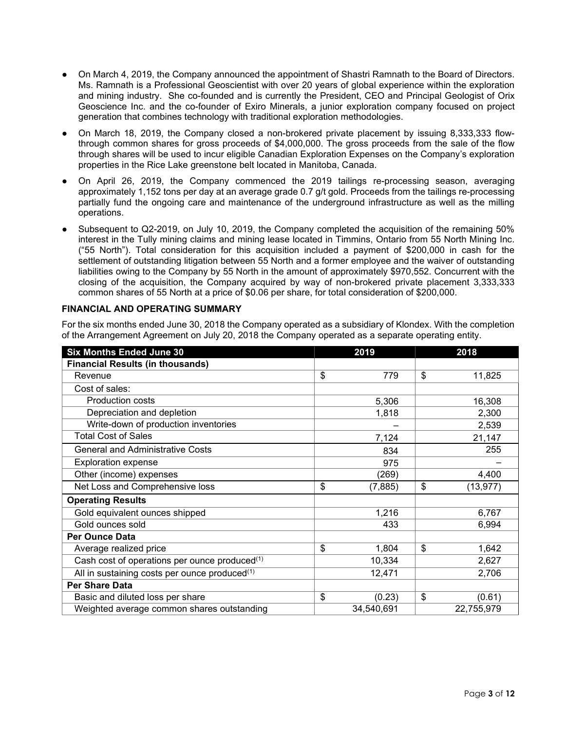- On March 4, 2019, the Company announced the appointment of Shastri Ramnath to the Board of Directors. Ms. Ramnath is a Professional Geoscientist with over 20 years of global experience within the exploration and mining industry. She co-founded and is currently the President, CEO and Principal Geologist of Orix Geoscience Inc. and the co-founder of Exiro Minerals, a junior exploration company focused on project generation that combines technology with traditional exploration methodologies.
- On March 18, 2019, the Company closed a non-brokered private placement by issuing 8,333,333 flow-through common shares for gross proceeds of $4,000,000. The gross proceeds from the sale of the flow through shares will be used to incur eligible Canadian Exploration Expenses on the Company's exploration properties in the Rice Lake greenstone belt located in Manitoba, Canada.
- On April 26, 2019, the Company commenced the 2019 tailings re-processing season, averaging approximately 1,152 tons per day at an average grade 0.7 g/t gold. Proceeds from the tailings re-processing partially fund the ongoing care and maintenance of the underground infrastructure as well as the milling operations.
- Subsequent to Q2-2019, on July 10, 2019, the Company completed the acquisition of the remaining 50% interest in the Tully mining claims and mining lease located in Timmins, Ontario from 55 North Mining Inc. ("55 North"). Total consideration for this acquisition included a payment of $200,000 in cash for the settlement of outstanding litigation between 55 North and a former employee and the waiver of outstanding liabilities owing to the Company by 55 North in the amount of approximately $970,552. Concurrent with the closing of the acquisition, the Company acquired by way of non-brokered private placement 3,333,333 common shares of 55 North at a price of $0.06 per share, for total consideration of $200,000.

**FINANCIAL AND OPERATING SUMMARY**

For the six months ended June 30, 2018 the Company operated as a subsidiary of Klondex. With the completion of the Arrangement Agreement on July 20, 2018 the Company operated as a separate operating entity.

| Six Months Ended June 30 | 2019 | 2018 |
|---|---|---|
| **Financial Results (in thousands)** | | |
| Revenue | $ 779 | $ 11,825 |
| Cost of sales: | | |
| Production costs | 5,306 | 16,308 |
| Depreciation and depletion | 1,818 | 2,300 |
| Write-down of production inventories | – | 2,539 |
| Total Cost of Sales | 7,124 | 21,147 |
| General and Administrative Costs | 834 | 255 |
| Exploration expense | 975 | – |
| Other (income) expenses | (269) | 4,400 |
| Net Loss and Comprehensive loss | $ (7,885) | $ (13,977) |
| **Operating Results** | | |
| Gold equivalent ounces shipped | 1,216 | 6,767 |
| Gold ounces sold | 433 | 6,994 |
| **Per Ounce Data** | | |
| Average realized price | $ 1,804 | $ 1,642 |
| Cash cost of operations per ounce produced(1) | 10,334 | 2,627 |
| All in sustaining costs per ounce produced(1) | 12,471 | 2,706 |
| **Per Share Data** | | |
| Basic and diluted loss per share | $ (0.23) | $ (0.61) |
| Weighted average common shares outstanding | 34,540,691 | 22,755,979 |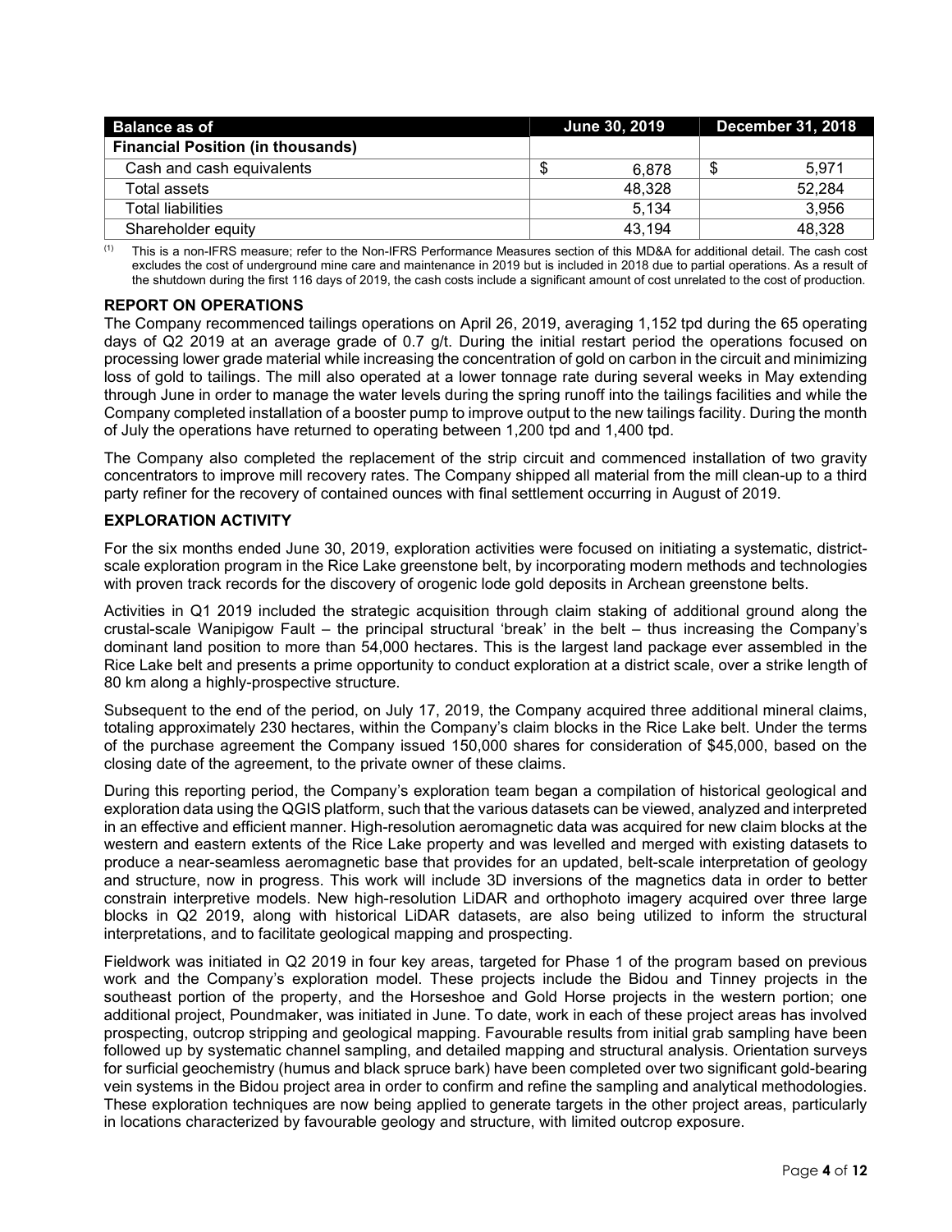| Balance as of | June 30, 2019 | December 31, 2018 |
| --- | --- | --- |
| **Financial Position (in thousands)** | | |
| Cash and cash equivalents | $ 6,878 | $ 5,971 |
| Total assets | 48,328 | 52,284 |
| Total liabilities | 5,134 | 3,956 |
| Shareholder equity | 43,194 | 48,328 |

(1) This is a non-IFRS measure; refer to the Non-IFRS Performance Measures section of this MD&A for additional detail. The cash cost excludes the cost of underground mine care and maintenance in 2019 but is included in 2018 due to partial operations. As a result of the shutdown during the first 116 days of 2019, the cash costs include a significant amount of cost unrelated to the cost of production.

## REPORT ON OPERATIONS

The Company recommenced tailings operations on April 26, 2019, averaging 1,152 tpd during the 65 operating days of Q2 2019 at an average grade of 0.7 g/t. During the initial restart period the operations focused on processing lower grade material while increasing the concentration of gold on carbon in the circuit and minimizing loss of gold to tailings. The mill also operated at a lower tonnage rate during several weeks in May extending through June in order to manage the water levels during the spring runoff into the tailings facilities and while the Company completed installation of a booster pump to improve output to the new tailings facility. During the month of July the operations have returned to operating between 1,200 tpd and 1,400 tpd.

The Company also completed the replacement of the strip circuit and commenced installation of two gravity concentrators to improve mill recovery rates. The Company shipped all material from the mill clean-up to a third party refiner for the recovery of contained ounces with final settlement occurring in August of 2019.

## EXPLORATION ACTIVITY

For the six months ended June 30, 2019, exploration activities were focused on initiating a systematic, district-scale exploration program in the Rice Lake greenstone belt, by incorporating modern methods and technologies with proven track records for the discovery of orogenic lode gold deposits in Archean greenstone belts.

Activities in Q1 2019 included the strategic acquisition through claim staking of additional ground along the crustal-scale Wanipigow Fault – the principal structural 'break' in the belt – thus increasing the Company's dominant land position to more than 54,000 hectares. This is the largest land package ever assembled in the Rice Lake belt and presents a prime opportunity to conduct exploration at a district scale, over a strike length of 80 km along a highly-prospective structure.

Subsequent to the end of the period, on July 17, 2019, the Company acquired three additional mineral claims, totaling approximately 230 hectares, within the Company's claim blocks in the Rice Lake belt. Under the terms of the purchase agreement the Company issued 150,000 shares for consideration of $45,000, based on the closing date of the agreement, to the private owner of these claims.

During this reporting period, the Company's exploration team began a compilation of historical geological and exploration data using the QGIS platform, such that the various datasets can be viewed, analyzed and interpreted in an effective and efficient manner. High-resolution aeromagnetic data was acquired for new claim blocks at the western and eastern extents of the Rice Lake property and was levelled and merged with existing datasets to produce a near-seamless aeromagnetic base that provides for an updated, belt-scale interpretation of geology and structure, now in progress. This work will include 3D inversions of the magnetics data in order to better constrain interpretive models. New high-resolution LiDAR and orthophoto imagery acquired over three large blocks in Q2 2019, along with historical LiDAR datasets, are also being utilized to inform the structural interpretations, and to facilitate geological mapping and prospecting.

Fieldwork was initiated in Q2 2019 in four key areas, targeted for Phase 1 of the program based on previous work and the Company's exploration model. These projects include the Bidou and Tinney projects in the southeast portion of the property, and the Horseshoe and Gold Horse projects in the western portion; one additional project, Poundmaker, was initiated in June. To date, work in each of these project areas has involved prospecting, outcrop stripping and geological mapping. Favourable results from initial grab sampling have been followed up by systematic channel sampling, and detailed mapping and structural analysis. Orientation surveys for surficial geochemistry (humus and black spruce bark) have been completed over two significant gold-bearing vein systems in the Bidou project area in order to confirm and refine the sampling and analytical methodologies. These exploration techniques are now being applied to generate targets in the other project areas, particularly in locations characterized by favourable geology and structure, with limited outcrop exposure.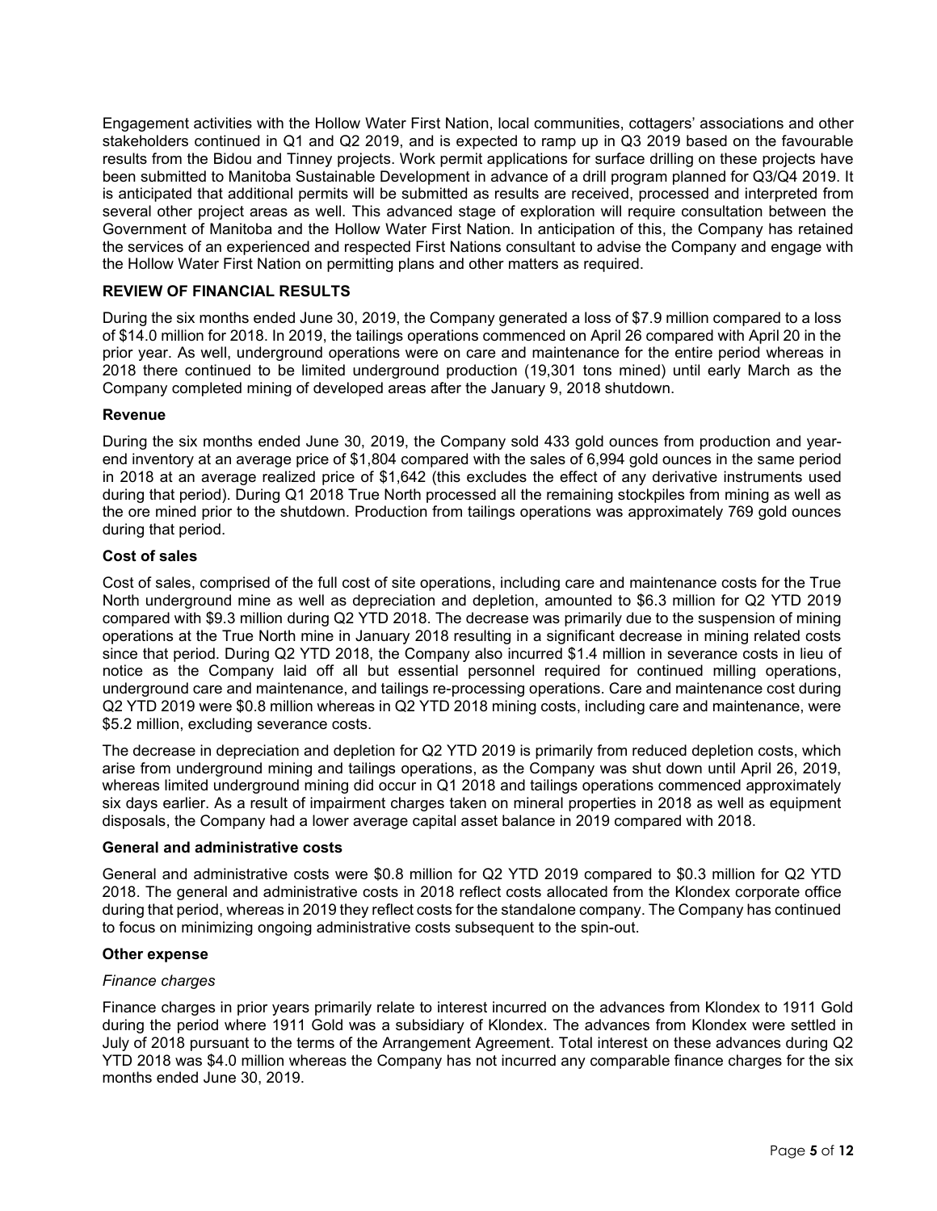Engagement activities with the Hollow Water First Nation, local communities, cottagers' associations and other stakeholders continued in Q1 and Q2 2019, and is expected to ramp up in Q3 2019 based on the favourable results from the Bidou and Tinney projects. Work permit applications for surface drilling on these projects have been submitted to Manitoba Sustainable Development in advance of a drill program planned for Q3/Q4 2019. It is anticipated that additional permits will be submitted as results are received, processed and interpreted from several other project areas as well. This advanced stage of exploration will require consultation between the Government of Manitoba and the Hollow Water First Nation. In anticipation of this, the Company has retained the services of an experienced and respected First Nations consultant to advise the Company and engage with the Hollow Water First Nation on permitting plans and other matters as required.

## REVIEW OF FINANCIAL RESULTS

During the six months ended June 30, 2019, the Company generated a loss of $7.9 million compared to a loss of $14.0 million for 2018. In 2019, the tailings operations commenced on April 26 compared with April 20 in the prior year. As well, underground operations were on care and maintenance for the entire period whereas in 2018 there continued to be limited underground production (19,301 tons mined) until early March as the Company completed mining of developed areas after the January 9, 2018 shutdown.

### Revenue

During the six months ended June 30, 2019, the Company sold 433 gold ounces from production and year-end inventory at an average price of $1,804 compared with the sales of 6,994 gold ounces in the same period in 2018 at an average realized price of $1,642 (this excludes the effect of any derivative instruments used during that period). During Q1 2018 True North processed all the remaining stockpiles from mining as well as the ore mined prior to the shutdown. Production from tailings operations was approximately 769 gold ounces during that period.

### Cost of sales

Cost of sales, comprised of the full cost of site operations, including care and maintenance costs for the True North underground mine as well as depreciation and depletion, amounted to $6.3 million for Q2 YTD 2019 compared with $9.3 million during Q2 YTD 2018. The decrease was primarily due to the suspension of mining operations at the True North mine in January 2018 resulting in a significant decrease in mining related costs since that period. During Q2 YTD 2018, the Company also incurred $1.4 million in severance costs in lieu of notice as the Company laid off all but essential personnel required for continued milling operations, underground care and maintenance, and tailings re-processing operations. Care and maintenance cost during Q2 YTD 2019 were $0.8 million whereas in Q2 YTD 2018 mining costs, including care and maintenance, were $5.2 million, excluding severance costs.

The decrease in depreciation and depletion for Q2 YTD 2019 is primarily from reduced depletion costs, which arise from underground mining and tailings operations, as the Company was shut down until April 26, 2019, whereas limited underground mining did occur in Q1 2018 and tailings operations commenced approximately six days earlier. As a result of impairment charges taken on mineral properties in 2018 as well as equipment disposals, the Company had a lower average capital asset balance in 2019 compared with 2018.

### General and administrative costs

General and administrative costs were $0.8 million for Q2 YTD 2019 compared to $0.3 million for Q2 YTD 2018. The general and administrative costs in 2018 reflect costs allocated from the Klondex corporate office during that period, whereas in 2019 they reflect costs for the standalone company. The Company has continued to focus on minimizing ongoing administrative costs subsequent to the spin-out.

### Other expense

*Finance charges*

Finance charges in prior years primarily relate to interest incurred on the advances from Klondex to 1911 Gold during the period where 1911 Gold was a subsidiary of Klondex. The advances from Klondex were settled in July of 2018 pursuant to the terms of the Arrangement Agreement. Total interest on these advances during Q2 YTD 2018 was $4.0 million whereas the Company has not incurred any comparable finance charges for the six months ended June 30, 2019.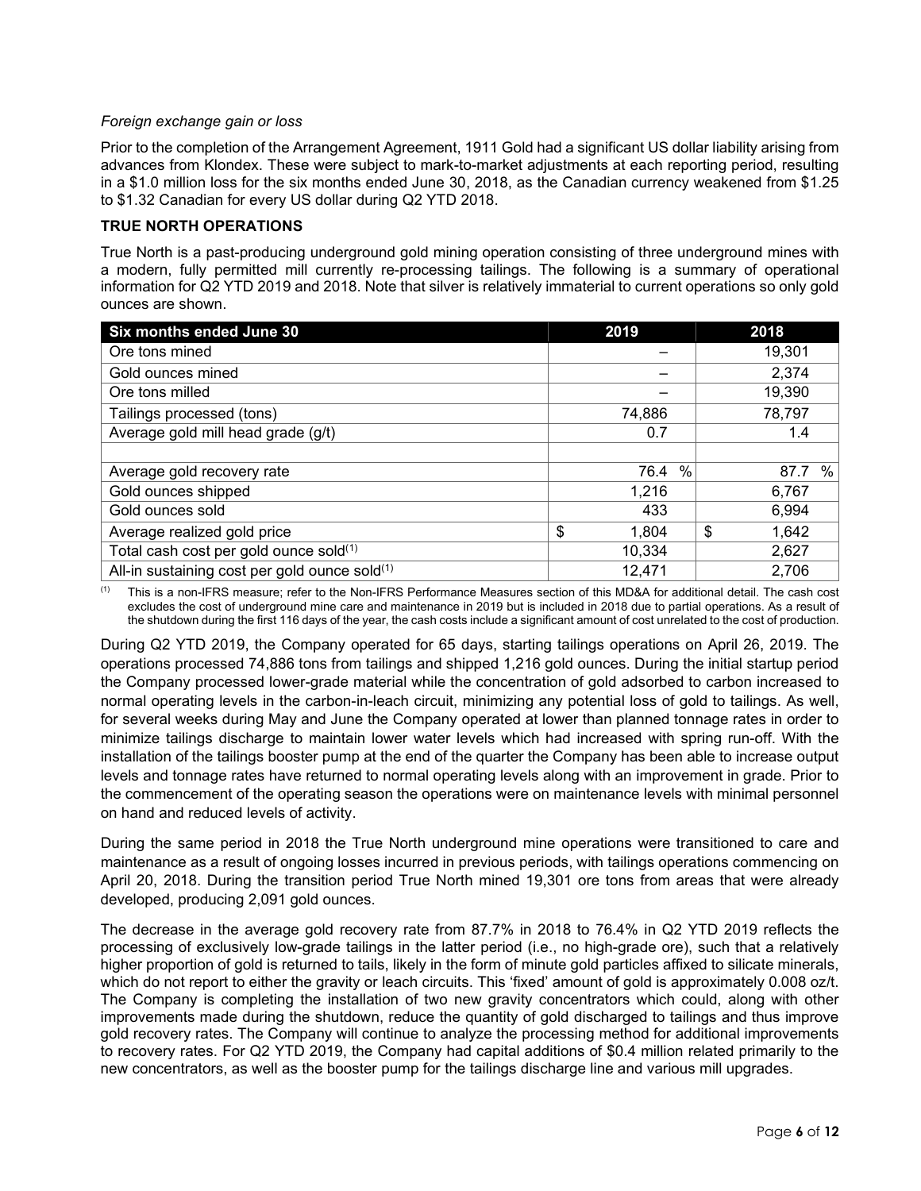*Foreign exchange gain or loss*

Prior to the completion of the Arrangement Agreement, 1911 Gold had a significant US dollar liability arising from advances from Klondex. These were subject to mark-to-market adjustments at each reporting period, resulting in a $1.0 million loss for the six months ended June 30, 2018, as the Canadian currency weakened from $1.25 to $1.32 Canadian for every US dollar during Q2 YTD 2018.

**TRUE NORTH OPERATIONS**

True North is a past-producing underground gold mining operation consisting of three underground mines with a modern, fully permitted mill currently re-processing tailings. The following is a summary of operational information for Q2 YTD 2019 and 2018. Note that silver is relatively immaterial to current operations so only gold ounces are shown.

| Six months ended June 30 | 2019 | 2018 |
|---|---|---|
| Ore tons mined | – | 19,301 |
| Gold ounces mined | – | 2,374 |
| Ore tons milled | – | 19,390 |
| Tailings processed (tons) | 74,886 | 78,797 |
| Average gold mill head grade (g/t) | 0.7 | 1.4 |
| | | |
| Average gold recovery rate | 76.4 % | 87.7 % |
| Gold ounces shipped | 1,216 | 6,767 |
| Gold ounces sold | 433 | 6,994 |
| Average realized gold price | $ 1,804 | $ 1,642 |
| Total cash cost per gold ounce sold[(1)] | 10,334 | 2,627 |
| All-in sustaining cost per gold ounce sold[(1)] | 12,471 | 2,706 |

(1) This is a non-IFRS measure; refer to the Non-IFRS Performance Measures section of this MD&A for additional detail. The cash cost excludes the cost of underground mine care and maintenance in 2019 but is included in 2018 due to partial operations. As a result of the shutdown during the first 116 days of the year, the cash costs include a significant amount of cost unrelated to the cost of production.

During Q2 YTD 2019, the Company operated for 65 days, starting tailings operations on April 26, 2019. The operations processed 74,886 tons from tailings and shipped 1,216 gold ounces. During the initial startup period the Company processed lower-grade material while the concentration of gold adsorbed to carbon increased to normal operating levels in the carbon-in-leach circuit, minimizing any potential loss of gold to tailings. As well, for several weeks during May and June the Company operated at lower than planned tonnage rates in order to minimize tailings discharge to maintain lower water levels which had increased with spring run-off. With the installation of the tailings booster pump at the end of the quarter the Company has been able to increase output levels and tonnage rates have returned to normal operating levels along with an improvement in grade. Prior to the commencement of the operating season the operations were on maintenance levels with minimal personnel on hand and reduced levels of activity.

During the same period in 2018 the True North underground mine operations were transitioned to care and maintenance as a result of ongoing losses incurred in previous periods, with tailings operations commencing on April 20, 2018. During the transition period True North mined 19,301 ore tons from areas that were already developed, producing 2,091 gold ounces.

The decrease in the average gold recovery rate from 87.7% in 2018 to 76.4% in Q2 YTD 2019 reflects the processing of exclusively low-grade tailings in the latter period (i.e., no high-grade ore), such that a relatively higher proportion of gold is returned to tails, likely in the form of minute gold particles affixed to silicate minerals, which do not report to either the gravity or leach circuits. This 'fixed' amount of gold is approximately 0.008 oz/t. The Company is completing the installation of two new gravity concentrators which could, along with other improvements made during the shutdown, reduce the quantity of gold discharged to tailings and thus improve gold recovery rates. The Company will continue to analyze the processing method for additional improvements to recovery rates. For Q2 YTD 2019, the Company had capital additions of $0.4 million related primarily to the new concentrators, as well as the booster pump for the tailings discharge line and various mill upgrades.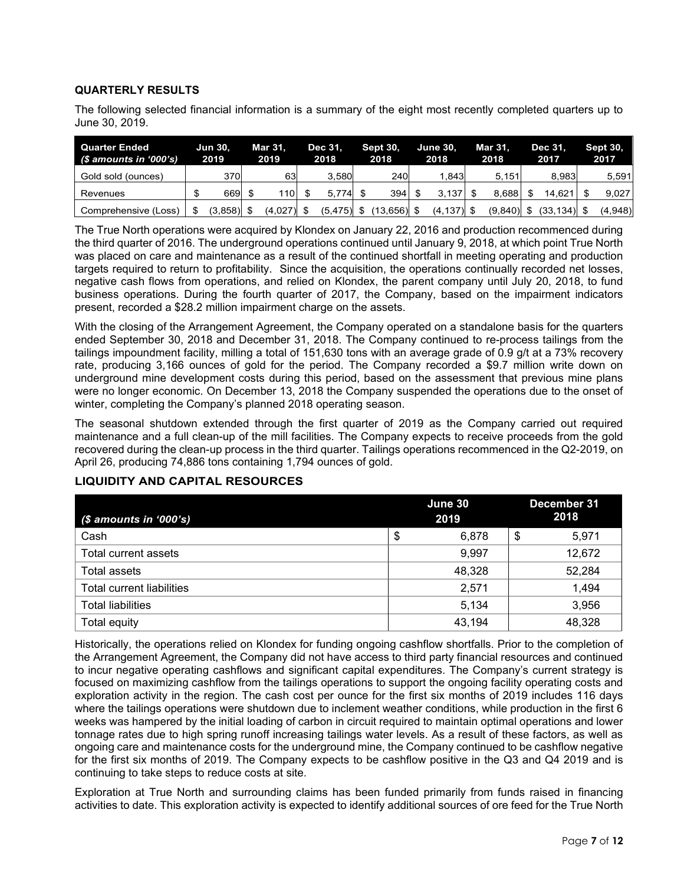## QUARTERLY RESULTS

The following selected financial information is a summary of the eight most recently completed quarters up to June 30, 2019.

| Quarter Ended *($ amounts in '000's)* | Jun 30, 2019 | Mar 31, 2019 | Dec 31, 2018 | Sept 30, 2018 | June 30, 2018 | Mar 31, 2018 | Dec 31, 2017 | Sept 30, 2017 |
|---|---|---|---|---|---|---|---|---|
| Gold sold (ounces) | 370 | 63 | 3,580 | 240 | 1,843 | 5,151 | 8,983 | 5,591 |
| Revenues | $ 669 | $ 110 | $ 5,774 | $ 394 | $ 3,137 | $ 8,688 | $ 14,621 | $ 9,027 |
| Comprehensive (Loss) | $ (3,858) | $ (4,027) | $ (5,475) | $ (13,656) | $ (4,137) | $ (9,840) | $ (33,134) | $ (4,948) |

The True North operations were acquired by Klondex on January 22, 2016 and production recommenced during the third quarter of 2016. The underground operations continued until January 9, 2018, at which point True North was placed on care and maintenance as a result of the continued shortfall in meeting operating and production targets required to return to profitability. Since the acquisition, the operations continually recorded net losses, negative cash flows from operations, and relied on Klondex, the parent company until July 20, 2018, to fund business operations. During the fourth quarter of 2017, the Company, based on the impairment indicators present, recorded a $28.2 million impairment charge on the assets.

With the closing of the Arrangement Agreement, the Company operated on a standalone basis for the quarters ended September 30, 2018 and December 31, 2018. The Company continued to re-process tailings from the tailings impoundment facility, milling a total of 151,630 tons with an average grade of 0.9 g/t at a 73% recovery rate, producing 3,166 ounces of gold for the period. The Company recorded a $9.7 million write down on underground mine development costs during this period, based on the assessment that previous mine plans were no longer economic. On December 13, 2018 the Company suspended the operations due to the onset of winter, completing the Company's planned 2018 operating season.

The seasonal shutdown extended through the first quarter of 2019 as the Company carried out required maintenance and a full clean-up of the mill facilities. The Company expects to receive proceeds from the gold recovered during the clean-up process in the third quarter. Tailings operations recommenced in the Q2-2019, on April 26, producing 74,886 tons containing 1,794 ounces of gold.

## LIQUIDITY AND CAPITAL RESOURCES

| *($ amounts in '000's)* | June 30 2019 | December 31 2018 |
|---|---|---|
| Cash | $ 6,878 | $ 5,971 |
| Total current assets | 9,997 | 12,672 |
| Total assets | 48,328 | 52,284 |
| Total current liabilities | 2,571 | 1,494 |
| Total liabilities | 5,134 | 3,956 |
| Total equity | 43,194 | 48,328 |

Historically, the operations relied on Klondex for funding ongoing cashflow shortfalls. Prior to the completion of the Arrangement Agreement, the Company did not have access to third party financial resources and continued to incur negative operating cashflows and significant capital expenditures. The Company's current strategy is focused on maximizing cashflow from the tailings operations to support the ongoing facility operating costs and exploration activity in the region. The cash cost per ounce for the first six months of 2019 includes 116 days where the tailings operations were shutdown due to inclement weather conditions, while production in the first 6 weeks was hampered by the initial loading of carbon in circuit required to maintain optimal operations and lower tonnage rates due to high spring runoff increasing tailings water levels. As a result of these factors, as well as ongoing care and maintenance costs for the underground mine, the Company continued to be cashflow negative for the first six months of 2019. The Company expects to be cashflow positive in the Q3 and Q4 2019 and is continuing to take steps to reduce costs at site.

Exploration at True North and surrounding claims has been funded primarily from funds raised in financing activities to date. This exploration activity is expected to identify additional sources of ore feed for the True North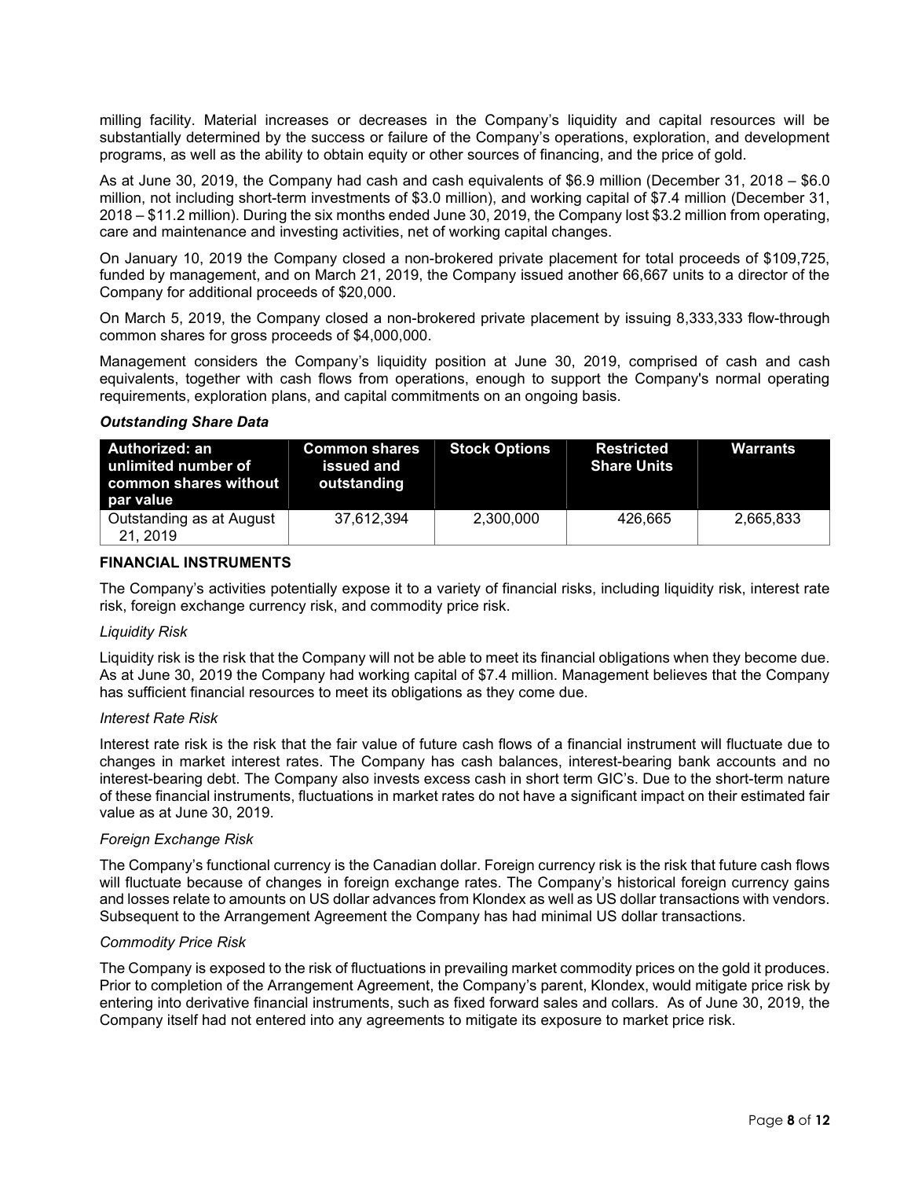milling facility. Material increases or decreases in the Company's liquidity and capital resources will be substantially determined by the success or failure of the Company's operations, exploration, and development programs, as well as the ability to obtain equity or other sources of financing, and the price of gold.

As at June 30, 2019, the Company had cash and cash equivalents of $6.9 million (December 31, 2018 – $6.0 million, not including short-term investments of $3.0 million), and working capital of $7.4 million (December 31, 2018 – $11.2 million). During the six months ended June 30, 2019, the Company lost $3.2 million from operating, care and maintenance and investing activities, net of working capital changes.

On January 10, 2019 the Company closed a non-brokered private placement for total proceeds of $109,725, funded by management, and on March 21, 2019, the Company issued another 66,667 units to a director of the Company for additional proceeds of $20,000.

On March 5, 2019, the Company closed a non-brokered private placement by issuing 8,333,333 flow-through common shares for gross proceeds of $4,000,000.

Management considers the Company's liquidity position at June 30, 2019, comprised of cash and cash equivalents, together with cash flows from operations, enough to support the Company's normal operating requirements, exploration plans, and capital commitments on an ongoing basis.

***Outstanding Share Data***

| Authorized: an unlimited number of common shares without par value | Common shares issued and outstanding | Stock Options | Restricted Share Units | Warrants |
|---|---|---|---|---|
| Outstanding as at August 21, 2019 | 37,612,394 | 2,300,000 | 426,665 | 2,665,833 |

## FINANCIAL INSTRUMENTS

The Company's activities potentially expose it to a variety of financial risks, including liquidity risk, interest rate risk, foreign exchange currency risk, and commodity price risk.

*Liquidity Risk*

Liquidity risk is the risk that the Company will not be able to meet its financial obligations when they become due. As at June 30, 2019 the Company had working capital of $7.4 million. Management believes that the Company has sufficient financial resources to meet its obligations as they come due.

*Interest Rate Risk*

Interest rate risk is the risk that the fair value of future cash flows of a financial instrument will fluctuate due to changes in market interest rates. The Company has cash balances, interest-bearing bank accounts and no interest-bearing debt. The Company also invests excess cash in short term GIC's. Due to the short-term nature of these financial instruments, fluctuations in market rates do not have a significant impact on their estimated fair value as at June 30, 2019.

*Foreign Exchange Risk*

The Company's functional currency is the Canadian dollar. Foreign currency risk is the risk that future cash flows will fluctuate because of changes in foreign exchange rates. The Company's historical foreign currency gains and losses relate to amounts on US dollar advances from Klondex as well as US dollar transactions with vendors. Subsequent to the Arrangement Agreement the Company has had minimal US dollar transactions.

*Commodity Price Risk*

The Company is exposed to the risk of fluctuations in prevailing market commodity prices on the gold it produces. Prior to completion of the Arrangement Agreement, the Company's parent, Klondex, would mitigate price risk by entering into derivative financial instruments, such as fixed forward sales and collars. As of June 30, 2019, the Company itself had not entered into any agreements to mitigate its exposure to market price risk.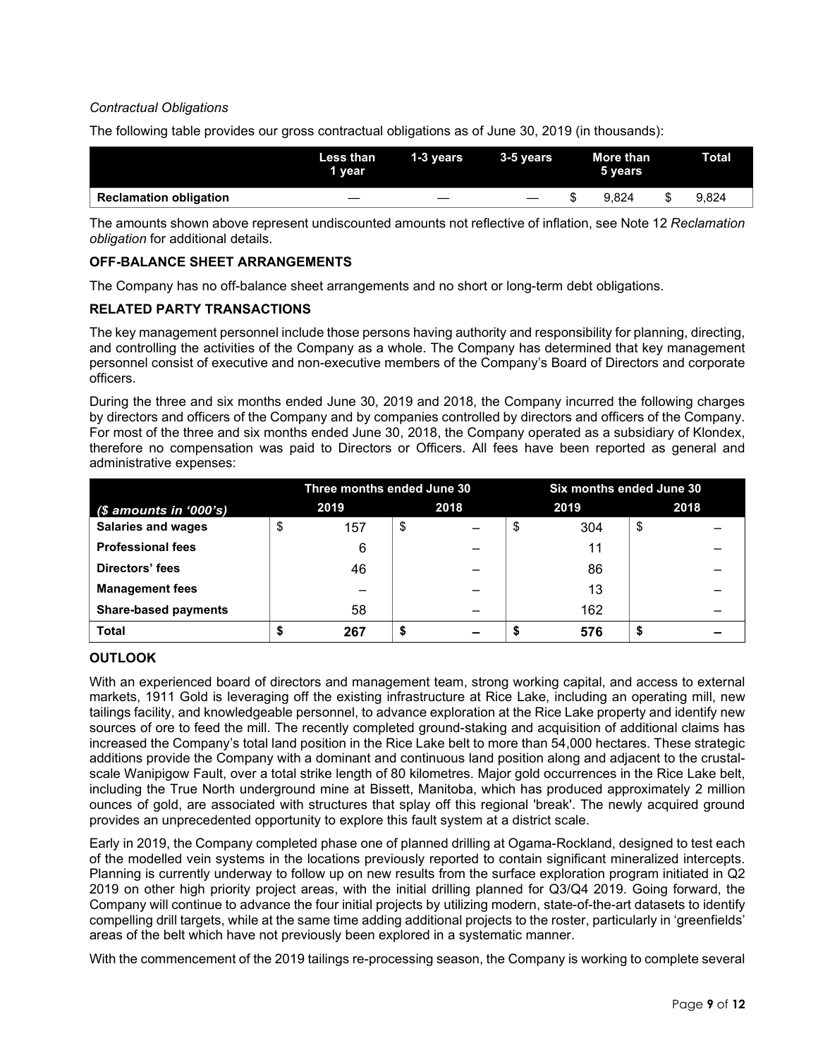*Contractual Obligations*

The following table provides our gross contractual obligations as of June 30, 2019 (in thousands):

| | Less than 1 year | 1-3 years | 3-5 years | More than 5 years | Total |
|---|---|---|---|---|---|
| **Reclamation obligation** | — | — | — | $ 9,824 | $ 9,824 |

The amounts shown above represent undiscounted amounts not reflective of inflation, see Note 12 *Reclamation obligation* for additional details.

## OFF-BALANCE SHEET ARRANGEMENTS

The Company has no off-balance sheet arrangements and no short or long-term debt obligations.

## RELATED PARTY TRANSACTIONS

The key management personnel include those persons having authority and responsibility for planning, directing, and controlling the activities of the Company as a whole. The Company has determined that key management personnel consist of executive and non-executive members of the Company's Board of Directors and corporate officers.

During the three and six months ended June 30, 2019 and 2018, the Company incurred the following charges by directors and officers of the Company and by companies controlled by directors and officers of the Company. For most of the three and six months ended June 30, 2018, the Company operated as a subsidiary of Klondex, therefore no compensation was paid to Directors or Officers. All fees have been reported as general and administrative expenses:

| | Three months ended June 30 | | Six months ended June 30 | |
|---|---|---|---|---|
| *($ amounts in '000's)* | 2019 | 2018 | 2019 | 2018 |
| **Salaries and wages** | $ 157 | $ – | $ 304 | $ – |
| **Professional fees** | 6 | – | 11 | – |
| **Directors' fees** | 46 | – | 86 | – |
| **Management fees** | – | – | 13 | – |
| **Share-based payments** | 58 | – | 162 | – |
| **Total** | **$ 267** | **$ –** | **$ 576** | **$ –** |

## OUTLOOK

With an experienced board of directors and management team, strong working capital, and access to external markets, 1911 Gold is leveraging off the existing infrastructure at Rice Lake, including an operating mill, new tailings facility, and knowledgeable personnel, to advance exploration at the Rice Lake property and identify new sources of ore to feed the mill. The recently completed ground-staking and acquisition of additional claims has increased the Company's total land position in the Rice Lake belt to more than 54,000 hectares. These strategic additions provide the Company with a dominant and continuous land position along and adjacent to the crustal-scale Wanipigow Fault, over a total strike length of 80 kilometres. Major gold occurrences in the Rice Lake belt, including the True North underground mine at Bissett, Manitoba, which has produced approximately 2 million ounces of gold, are associated with structures that splay off this regional 'break'. The newly acquired ground provides an unprecedented opportunity to explore this fault system at a district scale.

Early in 2019, the Company completed phase one of planned drilling at Ogama-Rockland, designed to test each of the modelled vein systems in the locations previously reported to contain significant mineralized intercepts. Planning is currently underway to follow up on new results from the surface exploration program initiated in Q2 2019 on other high priority project areas, with the initial drilling planned for Q3/Q4 2019. Going forward, the Company will continue to advance the four initial projects by utilizing modern, state-of-the-art datasets to identify compelling drill targets, while at the same time adding additional projects to the roster, particularly in 'greenfields' areas of the belt which have not previously been explored in a systematic manner.

With the commencement of the 2019 tailings re-processing season, the Company is working to complete several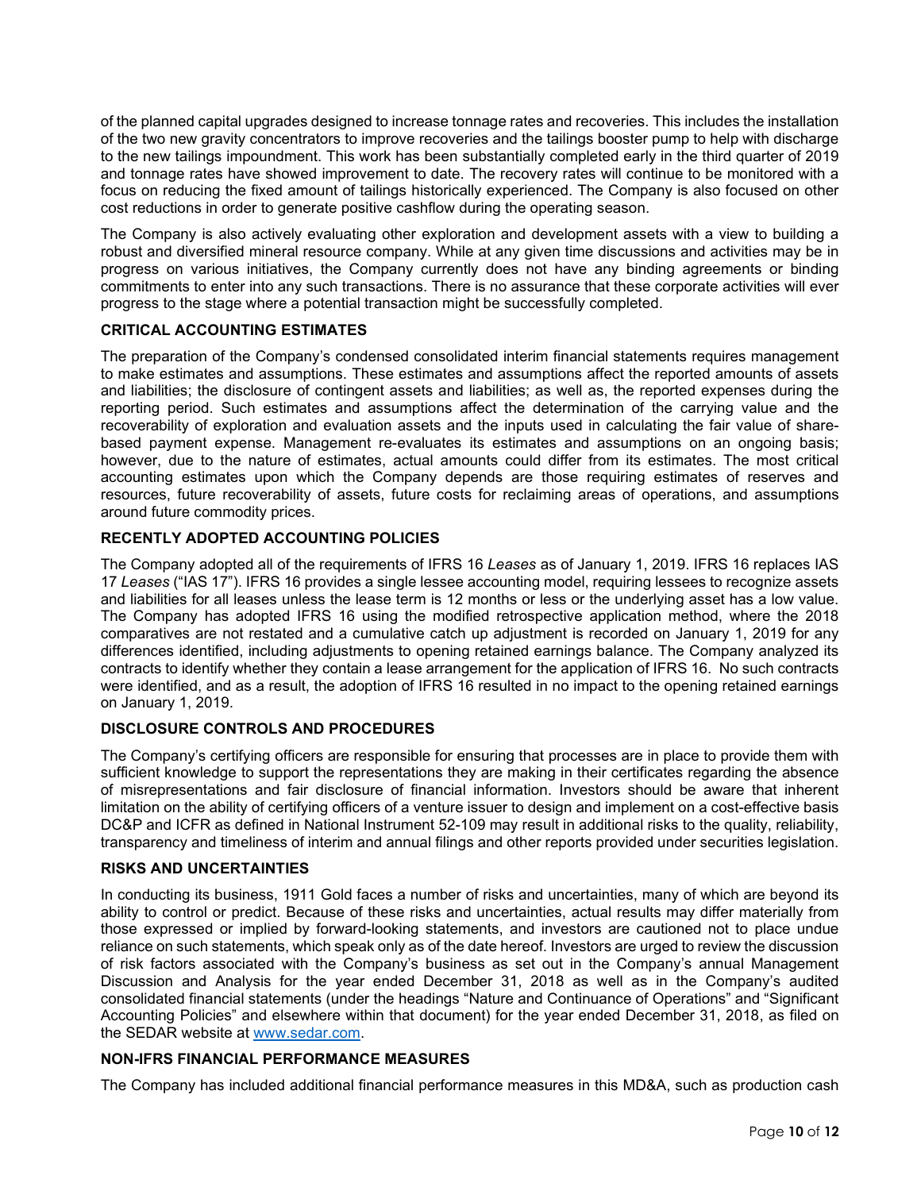of the planned capital upgrades designed to increase tonnage rates and recoveries. This includes the installation of the two new gravity concentrators to improve recoveries and the tailings booster pump to help with discharge to the new tailings impoundment. This work has been substantially completed early in the third quarter of 2019 and tonnage rates have showed improvement to date. The recovery rates will continue to be monitored with a focus on reducing the fixed amount of tailings historically experienced. The Company is also focused on other cost reductions in order to generate positive cashflow during the operating season.

The Company is also actively evaluating other exploration and development assets with a view to building a robust and diversified mineral resource company. While at any given time discussions and activities may be in progress on various initiatives, the Company currently does not have any binding agreements or binding commitments to enter into any such transactions. There is no assurance that these corporate activities will ever progress to the stage where a potential transaction might be successfully completed.

## CRITICAL ACCOUNTING ESTIMATES

The preparation of the Company's condensed consolidated interim financial statements requires management to make estimates and assumptions. These estimates and assumptions affect the reported amounts of assets and liabilities; the disclosure of contingent assets and liabilities; as well as, the reported expenses during the reporting period. Such estimates and assumptions affect the determination of the carrying value and the recoverability of exploration and evaluation assets and the inputs used in calculating the fair value of share-based payment expense. Management re-evaluates its estimates and assumptions on an ongoing basis; however, due to the nature of estimates, actual amounts could differ from its estimates. The most critical accounting estimates upon which the Company depends are those requiring estimates of reserves and resources, future recoverability of assets, future costs for reclaiming areas of operations, and assumptions around future commodity prices.

## RECENTLY ADOPTED ACCOUNTING POLICIES

The Company adopted all of the requirements of IFRS 16 *Leases* as of January 1, 2019. IFRS 16 replaces IAS 17 *Leases* ("IAS 17"). IFRS 16 provides a single lessee accounting model, requiring lessees to recognize assets and liabilities for all leases unless the lease term is 12 months or less or the underlying asset has a low value. The Company has adopted IFRS 16 using the modified retrospective application method, where the 2018 comparatives are not restated and a cumulative catch up adjustment is recorded on January 1, 2019 for any differences identified, including adjustments to opening retained earnings balance. The Company analyzed its contracts to identify whether they contain a lease arrangement for the application of IFRS 16. No such contracts were identified, and as a result, the adoption of IFRS 16 resulted in no impact to the opening retained earnings on January 1, 2019.

## DISCLOSURE CONTROLS AND PROCEDURES

The Company's certifying officers are responsible for ensuring that processes are in place to provide them with sufficient knowledge to support the representations they are making in their certificates regarding the absence of misrepresentations and fair disclosure of financial information. Investors should be aware that inherent limitation on the ability of certifying officers of a venture issuer to design and implement on a cost-effective basis DC&P and ICFR as defined in National Instrument 52-109 may result in additional risks to the quality, reliability, transparency and timeliness of interim and annual filings and other reports provided under securities legislation.

## RISKS AND UNCERTAINTIES

In conducting its business, 1911 Gold faces a number of risks and uncertainties, many of which are beyond its ability to control or predict. Because of these risks and uncertainties, actual results may differ materially from those expressed or implied by forward-looking statements, and investors are cautioned not to place undue reliance on such statements, which speak only as of the date hereof. Investors are urged to review the discussion of risk factors associated with the Company's business as set out in the Company's annual Management Discussion and Analysis for the year ended December 31, 2018 as well as in the Company's audited consolidated financial statements (under the headings "Nature and Continuance of Operations" and "Significant Accounting Policies" and elsewhere within that document) for the year ended December 31, 2018, as filed on the SEDAR website at www.sedar.com.

## NON-IFRS FINANCIAL PERFORMANCE MEASURES

The Company has included additional financial performance measures in this MD&A, such as production cash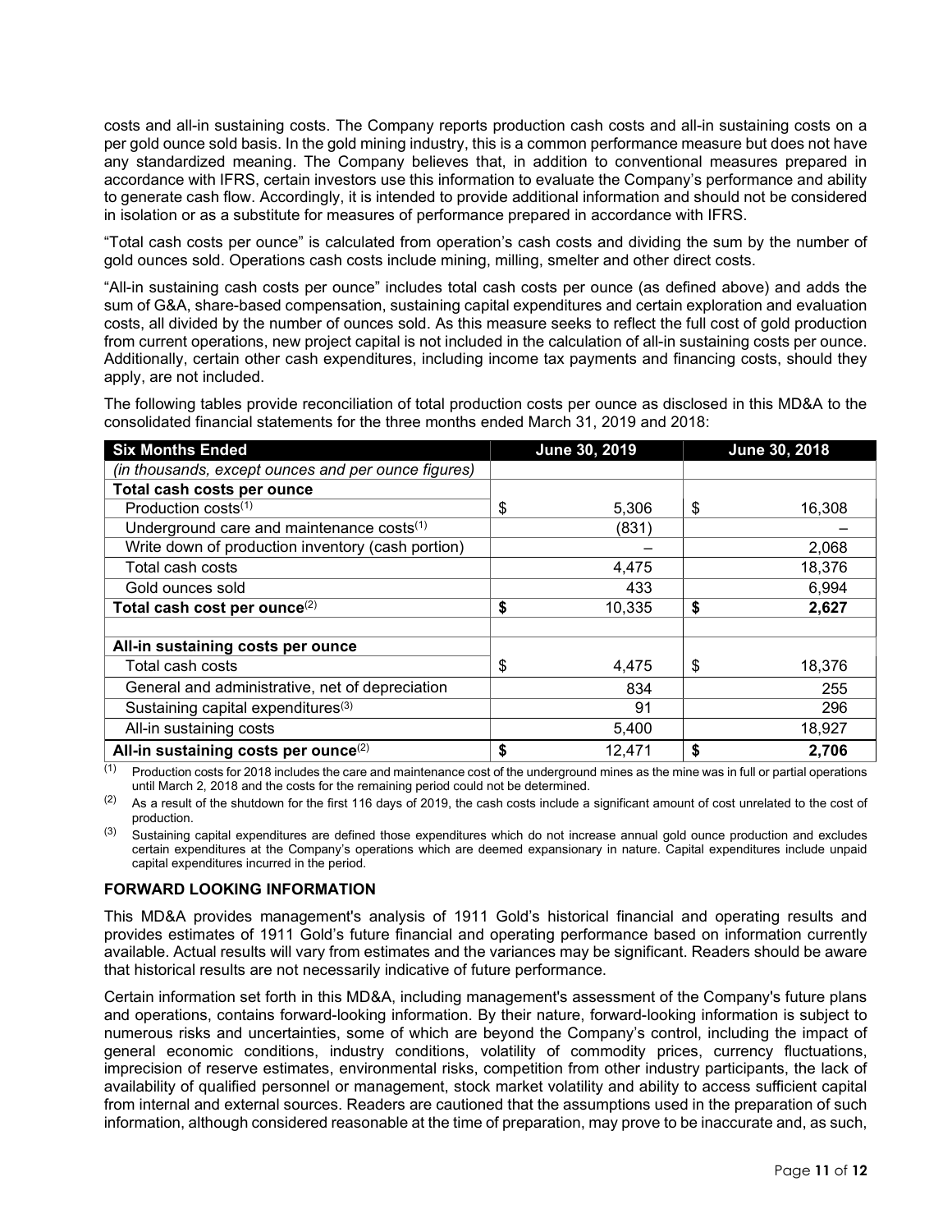costs and all-in sustaining costs. The Company reports production cash costs and all-in sustaining costs on a per gold ounce sold basis. In the gold mining industry, this is a common performance measure but does not have any standardized meaning. The Company believes that, in addition to conventional measures prepared in accordance with IFRS, certain investors use this information to evaluate the Company's performance and ability to generate cash flow. Accordingly, it is intended to provide additional information and should not be considered in isolation or as a substitute for measures of performance prepared in accordance with IFRS.

"Total cash costs per ounce" is calculated from operation's cash costs and dividing the sum by the number of gold ounces sold. Operations cash costs include mining, milling, smelter and other direct costs.

"All-in sustaining cash costs per ounce" includes total cash costs per ounce (as defined above) and adds the sum of G&A, share-based compensation, sustaining capital expenditures and certain exploration and evaluation costs, all divided by the number of ounces sold. As this measure seeks to reflect the full cost of gold production from current operations, new project capital is not included in the calculation of all-in sustaining costs per ounce. Additionally, certain other cash expenditures, including income tax payments and financing costs, should they apply, are not included.

The following tables provide reconciliation of total production costs per ounce as disclosed in this MD&A to the consolidated financial statements for the three months ended March 31, 2019 and 2018:

| **Six Months Ended** | **June 30, 2019** | **June 30, 2018** |
|---|---|---|
| *(in thousands, except ounces and per ounce figures)* | | |
| **Total cash costs per ounce** | | |
| Production costs[1] | $ 5,306 | $ 16,308 |
| Underground care and maintenance costs[1] | (831) | – |
| Write down of production inventory (cash portion) | – | 2,068 |
| Total cash costs | 4,475 | 18,376 |
| Gold ounces sold | 433 | 6,994 |
| **Total cash cost per ounce**[2] | **$ 10,335** | **$ 2,627** |
| | | |
| **All-in sustaining costs per ounce** | | |
| Total cash costs | $ 4,475 | $ 18,376 |
| General and administrative, net of depreciation | 834 | 255 |
| Sustaining capital expenditures[3] | 91 | 296 |
| All-in sustaining costs | 5,400 | 18,927 |
| **All-in sustaining costs per ounce**[2] | **$ 12,471** | **$ 2,706** |

[1] Production costs for 2018 includes the care and maintenance cost of the underground mines as the mine was in full or partial operations until March 2, 2018 and the costs for the remaining period could not be determined.

[2] As a result of the shutdown for the first 116 days of 2019, the cash costs include a significant amount of cost unrelated to the cost of production.

[3] Sustaining capital expenditures are defined those expenditures which do not increase annual gold ounce production and excludes certain expenditures at the Company's operations which are deemed expansionary in nature. Capital expenditures include unpaid capital expenditures incurred in the period.

## FORWARD LOOKING INFORMATION

This MD&A provides management's analysis of 1911 Gold's historical financial and operating results and provides estimates of 1911 Gold's future financial and operating performance based on information currently available. Actual results will vary from estimates and the variances may be significant. Readers should be aware that historical results are not necessarily indicative of future performance.

Certain information set forth in this MD&A, including management's assessment of the Company's future plans and operations, contains forward-looking information. By their nature, forward-looking information is subject to numerous risks and uncertainties, some of which are beyond the Company's control, including the impact of general economic conditions, industry conditions, volatility of commodity prices, currency fluctuations, imprecision of reserve estimates, environmental risks, competition from other industry participants, the lack of availability of qualified personnel or management, stock market volatility and ability to access sufficient capital from internal and external sources. Readers are cautioned that the assumptions used in the preparation of such information, although considered reasonable at the time of preparation, may prove to be inaccurate and, as such,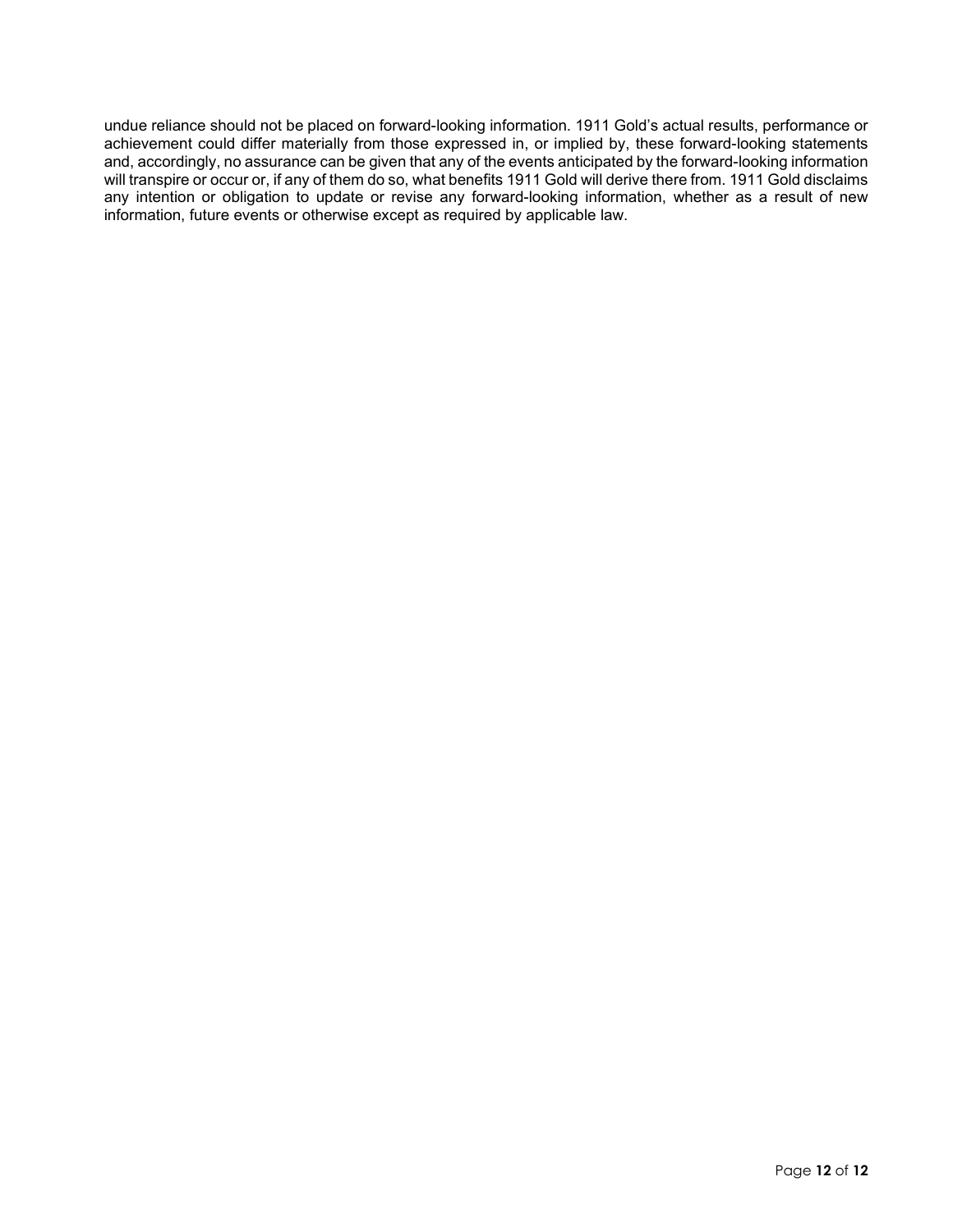undue reliance should not be placed on forward-looking information. 1911 Gold's actual results, performance or achievement could differ materially from those expressed in, or implied by, these forward-looking statements and, accordingly, no assurance can be given that any of the events anticipated by the forward-looking information will transpire or occur or, if any of them do so, what benefits 1911 Gold will derive there from. 1911 Gold disclaims any intention or obligation to update or revise any forward-looking information, whether as a result of new information, future events or otherwise except as required by applicable law.